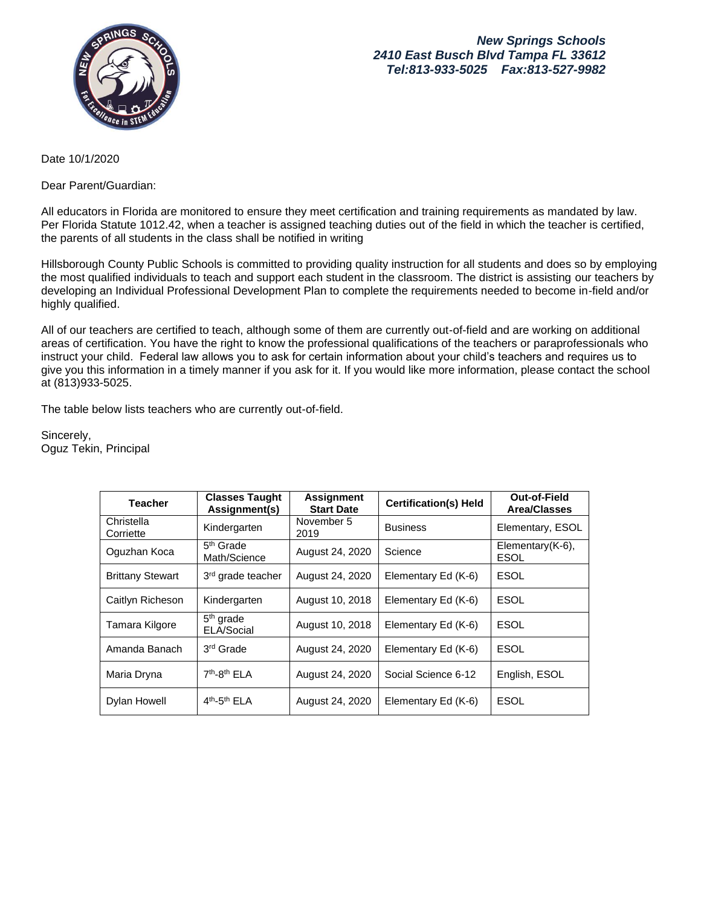***New Springs Schools***
***2410 East Busch Blvd Tampa FL 33612***
***Tel:813-933-5025 Fax:813-527-9982***

Date 10/1/2020

Dear Parent/Guardian:

All educators in Florida are monitored to ensure they meet certification and training requirements as mandated by law. Per Florida Statute 1012.42, when a teacher is assigned teaching duties out of the field in which the teacher is certified, the parents of all students in the class shall be notified in writing

Hillsborough County Public Schools is committed to providing quality instruction for all students and does so by employing the most qualified individuals to teach and support each student in the classroom. The district is assisting our teachers by developing an Individual Professional Development Plan to complete the requirements needed to become in-field and/or highly qualified.

All of our teachers are certified to teach, although some of them are currently out-of-field and are working on additional areas of certification. You have the right to know the professional qualifications of the teachers or paraprofessionals who instruct your child. Federal law allows you to ask for certain information about your child's teachers and requires us to give you this information in a timely manner if you ask for it. If you would like more information, please contact the school at (813)933-5025.

The table below lists teachers who are currently out-of-field.

Sincerely,
Oguz Tekin, Principal

| Teacher | Classes Taught Assignment(s) | Assignment Start Date | Certification(s) Held | Out-of-Field Area/Classes |
|---|---|---|---|---|
| Christella Corriette | Kindergarten | November 5 2019 | Business | Elementary, ESOL |
| Oguzhan Koca | 5th Grade Math/Science | August 24, 2020 | Science | Elementary(K-6), ESOL |
| Brittany Stewart | 3rd grade teacher | August 24, 2020 | Elementary Ed (K-6) | ESOL |
| Caitlyn Richeson | Kindergarten | August 10, 2018 | Elementary Ed (K-6) | ESOL |
| Tamara Kilgore | 5th grade ELA/Social | August 10, 2018 | Elementary Ed (K-6) | ESOL |
| Amanda Banach | 3rd Grade | August 24, 2020 | Elementary Ed (K-6) | ESOL |
| Maria Dryna | 7th-8th ELA | August 24, 2020 | Social Science 6-12 | English, ESOL |
| Dylan Howell | 4th-5th ELA | August 24, 2020 | Elementary Ed (K-6) | ESOL |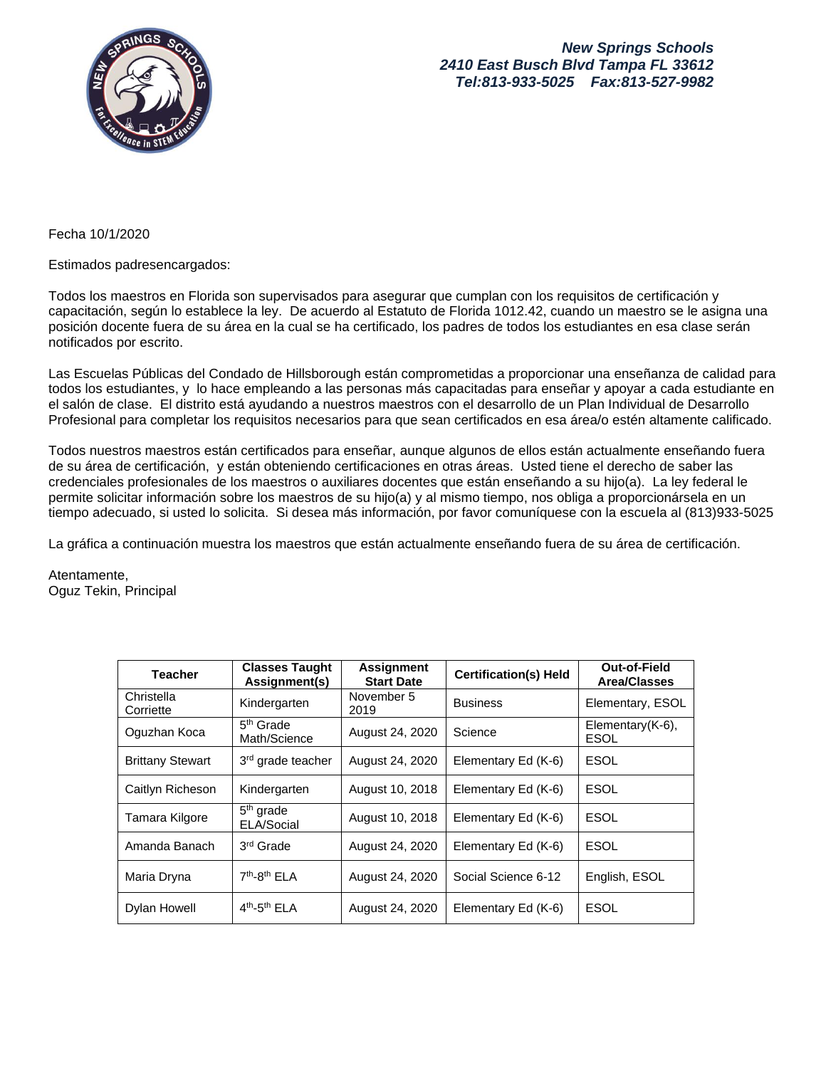***New Springs Schools***
***2410 East Busch Blvd Tampa FL 33612***
***Tel:813-933-5025 Fax:813-527-9982***

Fecha 10/1/2020

Estimados padresencargados:

Todos los maestros en Florida son supervisados para asegurar que cumplan con los requisitos de certificación y capacitación, según lo establece la ley. De acuerdo al Estatuto de Florida 1012.42, cuando un maestro se le asigna una posición docente fuera de su área en la cual se ha certificado, los padres de todos los estudiantes en esa clase serán notificados por escrito.

Las Escuelas Públicas del Condado de Hillsborough están comprometidas a proporcionar una enseñanza de calidad para todos los estudiantes, y lo hace empleando a las personas más capacitadas para enseñar y apoyar a cada estudiante en el salón de clase. El distrito está ayudando a nuestros maestros con el desarrollo de un Plan Individual de Desarrollo Profesional para completar los requisitos necesarios para que sean certificados en esa área/o estén altamente calificado.

Todos nuestros maestros están certificados para enseñar, aunque algunos de ellos están actualmente enseñando fuera de su área de certificación, y están obteniendo certificaciones en otras áreas. Usted tiene el derecho de saber las credenciales profesionales de los maestros o auxiliares docentes que están enseñando a su hijo(a). La ley federal le permite solicitar información sobre los maestros de su hijo(a) y al mismo tiempo, nos obliga a proporcionársela en un tiempo adecuado, si usted lo solicita. Si desea más información, por favor comuníquese con la escuela al (813)933-5025

La gráfica a continuación muestra los maestros que están actualmente enseñando fuera de su área de certificación.

Atentamente,
Oguz Tekin, Principal

| Teacher | Classes Taught Assignment(s) | Assignment Start Date | Certification(s) Held | Out-of-Field Area/Classes |
|---|---|---|---|---|
| Christella Corriette | Kindergarten | November 5 2019 | Business | Elementary, ESOL |
| Oguzhan Koca | 5th Grade Math/Science | August 24, 2020 | Science | Elementary(K-6), ESOL |
| Brittany Stewart | 3rd grade teacher | August 24, 2020 | Elementary Ed (K-6) | ESOL |
| Caitlyn Richeson | Kindergarten | August 10, 2018 | Elementary Ed (K-6) | ESOL |
| Tamara Kilgore | 5th grade ELA/Social | August 10, 2018 | Elementary Ed (K-6) | ESOL |
| Amanda Banach | 3rd Grade | August 24, 2020 | Elementary Ed (K-6) | ESOL |
| Maria Dryna | 7th-8th ELA | August 24, 2020 | Social Science 6-12 | English, ESOL |
| Dylan Howell | 4th-5th ELA | August 24, 2020 | Elementary Ed (K-6) | ESOL |